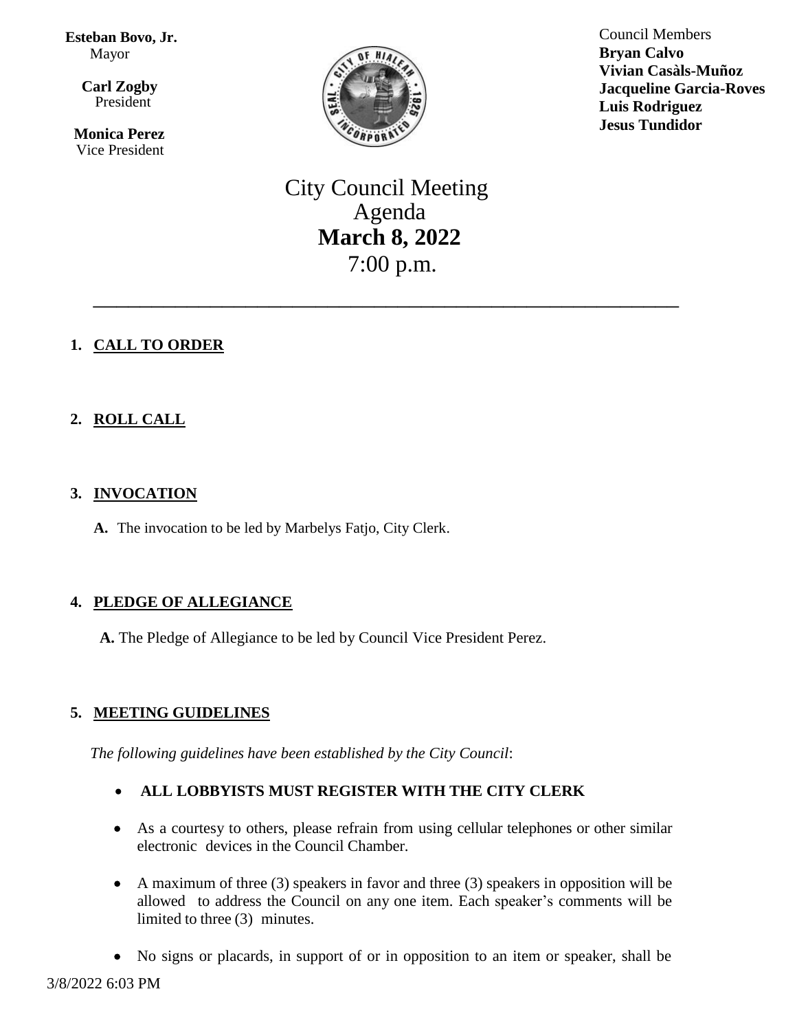**Esteban Bovo, Jr.**
Mayor

**Carl Zogby**
President

**Monica Perez**
Vice President

Council Members
**Bryan Calvo**
**Vivian Casàls-Muñoz**
**Jacqueline Garcia-Roves**
**Luis Rodriguez**
**Jesus Tundidor**

# City Council Meeting Agenda
## March 8, 2022
7:00 p.m.

---

1. **CALL TO ORDER**

2. **ROLL CALL**

3. **INVOCATION**

   **A.** The invocation to be led by Marbelys Fatjo, City Clerk.

4. **PLEDGE OF ALLEGIANCE**

   **A.** The Pledge of Allegiance to be led by Council Vice President Perez.

5. **MEETING GUIDELINES**

   *The following guidelines have been established by the City Council*:

   - **ALL LOBBYISTS MUST REGISTER WITH THE CITY CLERK**
   - As a courtesy to others, please refrain from using cellular telephones or other similar electronic devices in the Council Chamber.
   - A maximum of three (3) speakers in favor and three (3) speakers in opposition will be allowed to address the Council on any one item. Each speaker's comments will be limited to three (3) minutes.
   - No signs or placards, in support of or in opposition to an item or speaker, shall be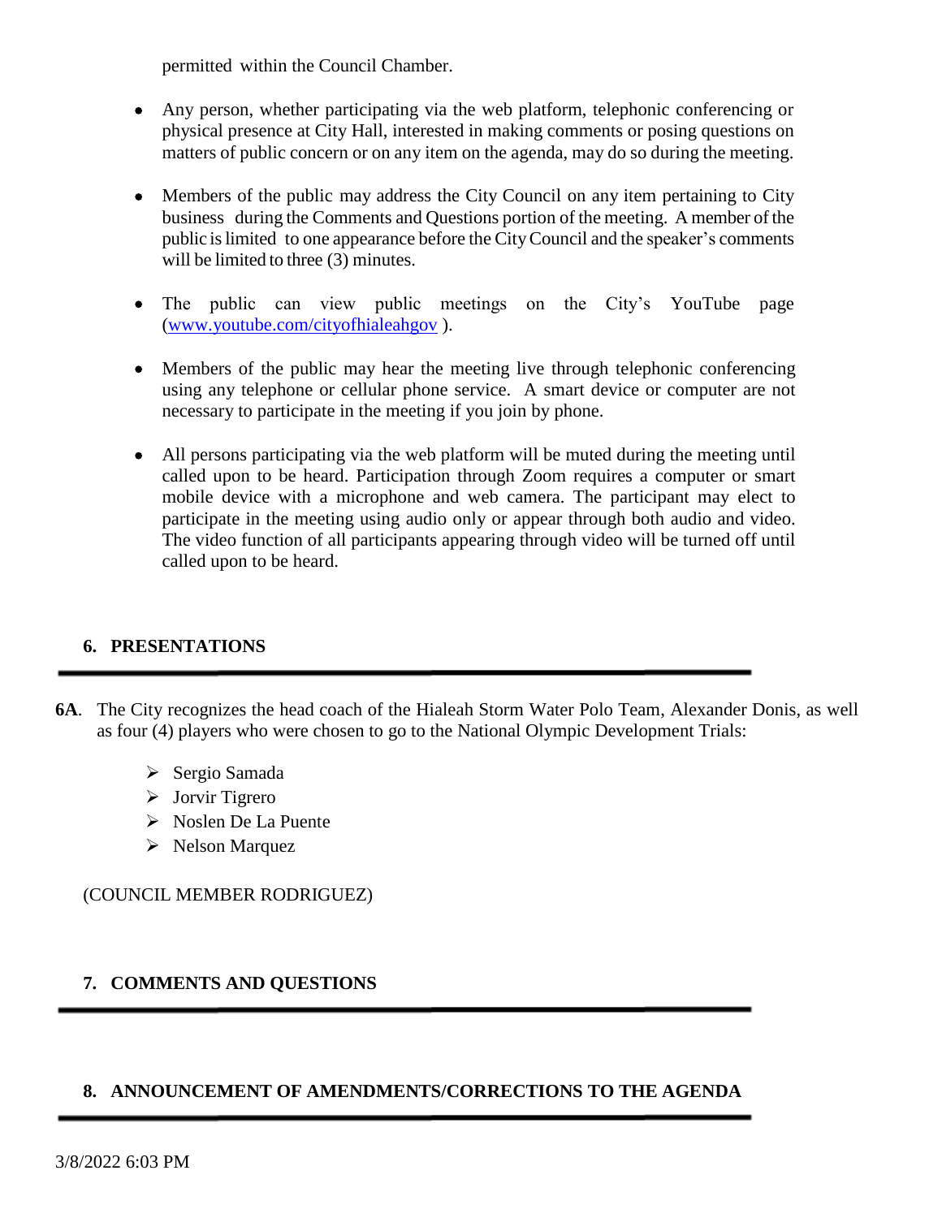permitted within the Council Chamber.

- Any person, whether participating via the web platform, telephonic conferencing or physical presence at City Hall, interested in making comments or posing questions on matters of public concern or on any item on the agenda, may do so during the meeting.

- Members of the public may address the City Council on any item pertaining to City business during the Comments and Questions portion of the meeting. A member of the public is limited to one appearance before the City Council and the speaker's comments will be limited to three (3) minutes.

- The public can view public meetings on the City's YouTube page (www.youtube.com/cityofhialeahgov ).

- Members of the public may hear the meeting live through telephonic conferencing using any telephone or cellular phone service. A smart device or computer are not necessary to participate in the meeting if you join by phone.

- All persons participating via the web platform will be muted during the meeting until called upon to be heard. Participation through Zoom requires a computer or smart mobile device with a microphone and web camera. The participant may elect to participate in the meeting using audio only or appear through both audio and video. The video function of all participants appearing through video will be turned off until called upon to be heard.

## 6. PRESENTATIONS

**6A**. The City recognizes the head coach of the Hialeah Storm Water Polo Team, Alexander Donis, as well as four (4) players who were chosen to go to the National Olympic Development Trials:

- Sergio Samada
- Jorvir Tigrero
- Noslen De La Puente
- Nelson Marquez

(COUNCIL MEMBER RODRIGUEZ)

## 7. COMMENTS AND QUESTIONS

## 8. ANNOUNCEMENT OF AMENDMENTS/CORRECTIONS TO THE AGENDA

3/8/2022 6:03 PM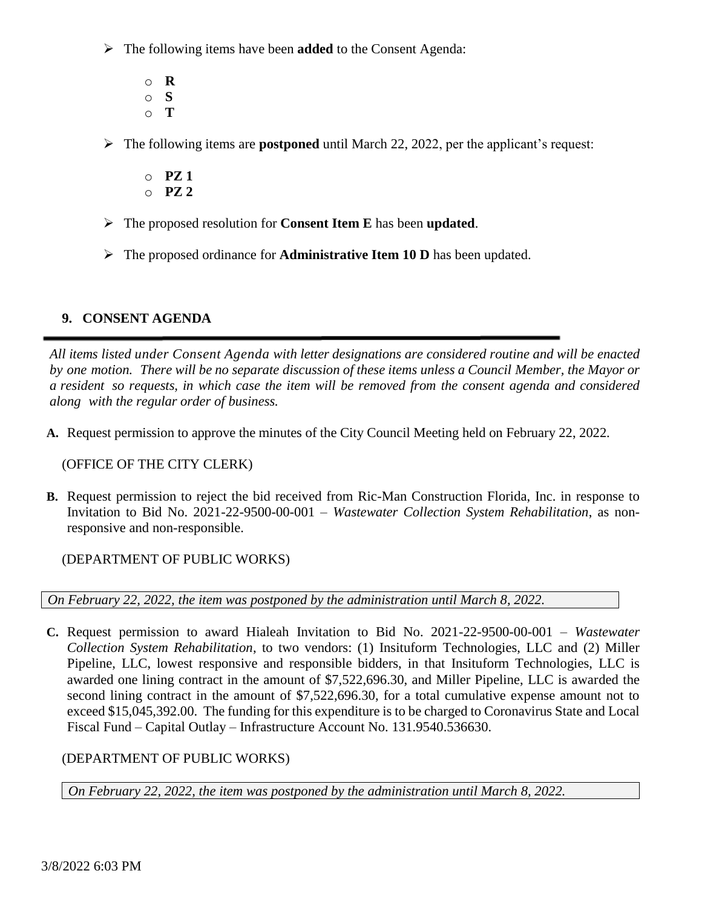- The following items have been **added** to the Consent Agenda:
  - **R**
  - **S**
  - **T**

- The following items are **postponed** until March 22, 2022, per the applicant's request:
  - **PZ 1**
  - **PZ 2**

- The proposed resolution for **Consent Item E** has been **updated**.

- The proposed ordinance for **Administrative Item 10 D** has been updated.

## 9. CONSENT AGENDA

*All items listed under Consent Agenda with letter designations are considered routine and will be enacted by one motion. There will be no separate discussion of these items unless a Council Member, the Mayor or a resident so requests, in which case the item will be removed from the consent agenda and considered along with the regular order of business.*

**A.** Request permission to approve the minutes of the City Council Meeting held on February 22, 2022.

(OFFICE OF THE CITY CLERK)

**B.** Request permission to reject the bid received from Ric-Man Construction Florida, Inc. in response to Invitation to Bid No. 2021-22-9500-00-001 – *Wastewater Collection System Rehabilitation*, as non-responsive and non-responsible.

(DEPARTMENT OF PUBLIC WORKS)

*On February 22, 2022, the item was postponed by the administration until March 8, 2022.*

**C.** Request permission to award Hialeah Invitation to Bid No. 2021-22-9500-00-001 – *Wastewater Collection System Rehabilitation*, to two vendors: (1) Insituform Technologies, LLC and (2) Miller Pipeline, LLC, lowest responsive and responsible bidders, in that Insituform Technologies, LLC is awarded one lining contract in the amount of $7,522,696.30, and Miller Pipeline, LLC is awarded the second lining contract in the amount of $7,522,696.30, for a total cumulative expense amount not to exceed $15,045,392.00. The funding for this expenditure is to be charged to Coronavirus State and Local Fiscal Fund – Capital Outlay – Infrastructure Account No. 131.9540.536630.

(DEPARTMENT OF PUBLIC WORKS)

*On February 22, 2022, the item was postponed by the administration until March 8, 2022.*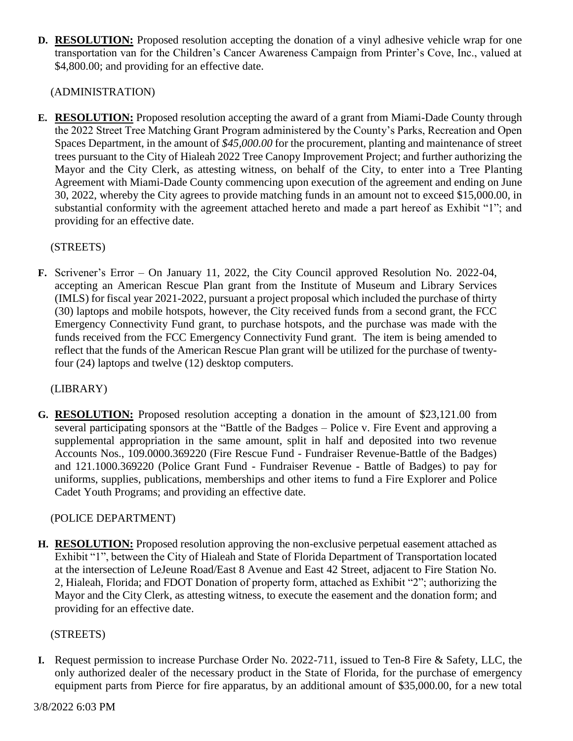**D. RESOLUTION:** Proposed resolution accepting the donation of a vinyl adhesive vehicle wrap for one transportation van for the Children's Cancer Awareness Campaign from Printer's Cove, Inc., valued at $4,800.00; and providing for an effective date.

(ADMINISTRATION)

**E. RESOLUTION:** Proposed resolution accepting the award of a grant from Miami-Dade County through the 2022 Street Tree Matching Grant Program administered by the County's Parks, Recreation and Open Spaces Department, in the amount of *$45,000.00* for the procurement, planting and maintenance of street trees pursuant to the City of Hialeah 2022 Tree Canopy Improvement Project; and further authorizing the Mayor and the City Clerk, as attesting witness, on behalf of the City, to enter into a Tree Planting Agreement with Miami-Dade County commencing upon execution of the agreement and ending on June 30, 2022, whereby the City agrees to provide matching funds in an amount not to exceed $15,000.00, in substantial conformity with the agreement attached hereto and made a part hereof as Exhibit "1"; and providing for an effective date.

(STREETS)

**F.** Scrivener's Error – On January 11, 2022, the City Council approved Resolution No. 2022-04, accepting an American Rescue Plan grant from the Institute of Museum and Library Services (IMLS) for fiscal year 2021-2022, pursuant a project proposal which included the purchase of thirty (30) laptops and mobile hotspots, however, the City received funds from a second grant, the FCC Emergency Connectivity Fund grant, to purchase hotspots, and the purchase was made with the funds received from the FCC Emergency Connectivity Fund grant. The item is being amended to reflect that the funds of the American Rescue Plan grant will be utilized for the purchase of twenty-four (24) laptops and twelve (12) desktop computers.

(LIBRARY)

**G. RESOLUTION:** Proposed resolution accepting a donation in the amount of $23,121.00 from several participating sponsors at the "Battle of the Badges – Police v. Fire Event and approving a supplemental appropriation in the same amount, split in half and deposited into two revenue Accounts Nos., 109.0000.369220 (Fire Rescue Fund - Fundraiser Revenue-Battle of the Badges) and 121.1000.369220 (Police Grant Fund - Fundraiser Revenue - Battle of Badges) to pay for uniforms, supplies, publications, memberships and other items to fund a Fire Explorer and Police Cadet Youth Programs; and providing an effective date.

(POLICE DEPARTMENT)

**H. RESOLUTION:** Proposed resolution approving the non-exclusive perpetual easement attached as Exhibit "1", between the City of Hialeah and State of Florida Department of Transportation located at the intersection of LeJeune Road/East 8 Avenue and East 42 Street, adjacent to Fire Station No. 2, Hialeah, Florida; and FDOT Donation of property form, attached as Exhibit "2"; authorizing the Mayor and the City Clerk, as attesting witness, to execute the easement and the donation form; and providing for an effective date.

(STREETS)

**I.** Request permission to increase Purchase Order No. 2022-711, issued to Ten-8 Fire & Safety, LLC, the only authorized dealer of the necessary product in the State of Florida, for the purchase of emergency equipment parts from Pierce for fire apparatus, by an additional amount of $35,000.00, for a new total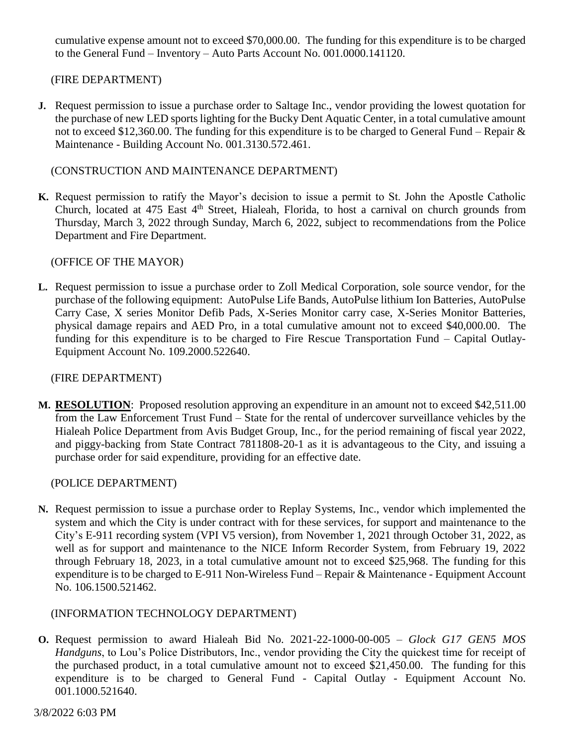cumulative expense amount not to exceed $70,000.00. The funding for this expenditure is to be charged to the General Fund – Inventory – Auto Parts Account No. 001.0000.141120.

(FIRE DEPARTMENT)

**J.** Request permission to issue a purchase order to Saltage Inc., vendor providing the lowest quotation for the purchase of new LED sports lighting for the Bucky Dent Aquatic Center, in a total cumulative amount not to exceed $12,360.00. The funding for this expenditure is to be charged to General Fund – Repair & Maintenance - Building Account No. 001.3130.572.461.

(CONSTRUCTION AND MAINTENANCE DEPARTMENT)

**K.** Request permission to ratify the Mayor's decision to issue a permit to St. John the Apostle Catholic Church, located at 475 East 4th Street, Hialeah, Florida, to host a carnival on church grounds from Thursday, March 3, 2022 through Sunday, March 6, 2022, subject to recommendations from the Police Department and Fire Department.

(OFFICE OF THE MAYOR)

**L.** Request permission to issue a purchase order to Zoll Medical Corporation, sole source vendor, for the purchase of the following equipment: AutoPulse Life Bands, AutoPulse lithium Ion Batteries, AutoPulse Carry Case, X series Monitor Defib Pads, X-Series Monitor carry case, X-Series Monitor Batteries, physical damage repairs and AED Pro, in a total cumulative amount not to exceed $40,000.00. The funding for this expenditure is to be charged to Fire Rescue Transportation Fund – Capital Outlay-Equipment Account No. 109.2000.522640.

(FIRE DEPARTMENT)

**M.** **<u>RESOLUTION</u>**: Proposed resolution approving an expenditure in an amount not to exceed $42,511.00 from the Law Enforcement Trust Fund – State for the rental of undercover surveillance vehicles by the Hialeah Police Department from Avis Budget Group, Inc., for the period remaining of fiscal year 2022, and piggy-backing from State Contract 7811808-20-1 as it is advantageous to the City, and issuing a purchase order for said expenditure, providing for an effective date.

(POLICE DEPARTMENT)

**N.** Request permission to issue a purchase order to Replay Systems, Inc., vendor which implemented the system and which the City is under contract with for these services, for support and maintenance to the City's E-911 recording system (VPI V5 version), from November 1, 2021 through October 31, 2022, as well as for support and maintenance to the NICE Inform Recorder System, from February 19, 2022 through February 18, 2023, in a total cumulative amount not to exceed $25,968. The funding for this expenditure is to be charged to E-911 Non-Wireless Fund – Repair & Maintenance - Equipment Account No. 106.1500.521462.

(INFORMATION TECHNOLOGY DEPARTMENT)

**O.** Request permission to award Hialeah Bid No. 2021-22-1000-00-005 – *Glock G17 GEN5 MOS Handguns*, to Lou's Police Distributors, Inc., vendor providing the City the quickest time for receipt of the purchased product, in a total cumulative amount not to exceed $21,450.00. The funding for this expenditure is to be charged to General Fund - Capital Outlay - Equipment Account No. 001.1000.521640.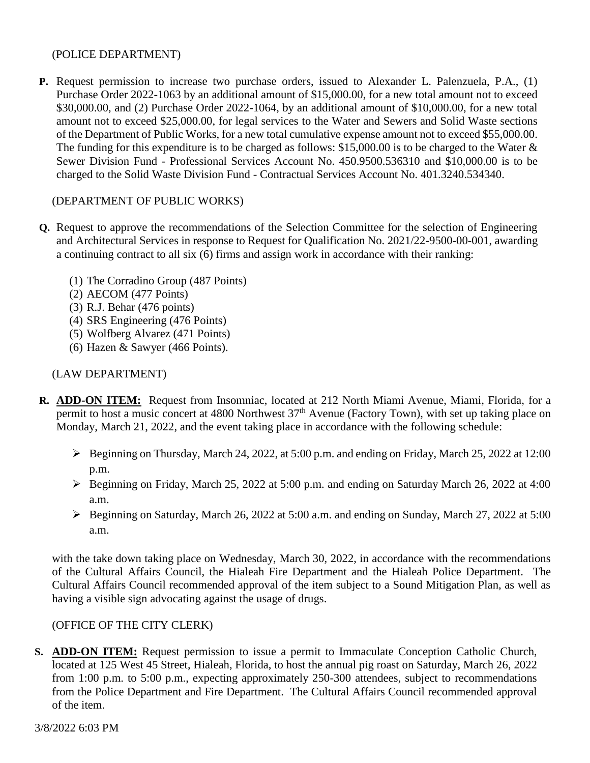(POLICE DEPARTMENT)

**P.** Request permission to increase two purchase orders, issued to Alexander L. Palenzuela, P.A., (1) Purchase Order 2022-1063 by an additional amount of $15,000.00, for a new total amount not to exceed $30,000.00, and (2) Purchase Order 2022-1064, by an additional amount of $10,000.00, for a new total amount not to exceed $25,000.00, for legal services to the Water and Sewers and Solid Waste sections of the Department of Public Works, for a new total cumulative expense amount not to exceed $55,000.00. The funding for this expenditure is to be charged as follows: $15,000.00 is to be charged to the Water & Sewer Division Fund - Professional Services Account No. 450.9500.536310 and $10,000.00 is to be charged to the Solid Waste Division Fund - Contractual Services Account No. 401.3240.534340.

(DEPARTMENT OF PUBLIC WORKS)

**Q.** Request to approve the recommendations of the Selection Committee for the selection of Engineering and Architectural Services in response to Request for Qualification No. 2021/22-9500-00-001, awarding a continuing contract to all six (6) firms and assign work in accordance with their ranking:

(1) The Corradino Group (487 Points)
(2) AECOM (477 Points)
(3) R.J. Behar (476 points)
(4) SRS Engineering (476 Points)
(5) Wolfberg Alvarez (471 Points)
(6) Hazen & Sawyer (466 Points).

(LAW DEPARTMENT)

**R.** **ADD-ON ITEM:** Request from Insomniac, located at 212 North Miami Avenue, Miami, Florida, for a permit to host a music concert at 4800 Northwest 37th Avenue (Factory Town), with set up taking place on Monday, March 21, 2022, and the event taking place in accordance with the following schedule:

- Beginning on Thursday, March 24, 2022, at 5:00 p.m. and ending on Friday, March 25, 2022 at 12:00 p.m.
- Beginning on Friday, March 25, 2022 at 5:00 p.m. and ending on Saturday March 26, 2022 at 4:00 a.m.
- Beginning on Saturday, March 26, 2022 at 5:00 a.m. and ending on Sunday, March 27, 2022 at 5:00 a.m.

with the take down taking place on Wednesday, March 30, 2022, in accordance with the recommendations of the Cultural Affairs Council, the Hialeah Fire Department and the Hialeah Police Department. The Cultural Affairs Council recommended approval of the item subject to a Sound Mitigation Plan, as well as having a visible sign advocating against the usage of drugs.

(OFFICE OF THE CITY CLERK)

**S.** **ADD-ON ITEM:** Request permission to issue a permit to Immaculate Conception Catholic Church, located at 125 West 45 Street, Hialeah, Florida, to host the annual pig roast on Saturday, March 26, 2022 from 1:00 p.m. to 5:00 p.m., expecting approximately 250-300 attendees, subject to recommendations from the Police Department and Fire Department. The Cultural Affairs Council recommended approval of the item.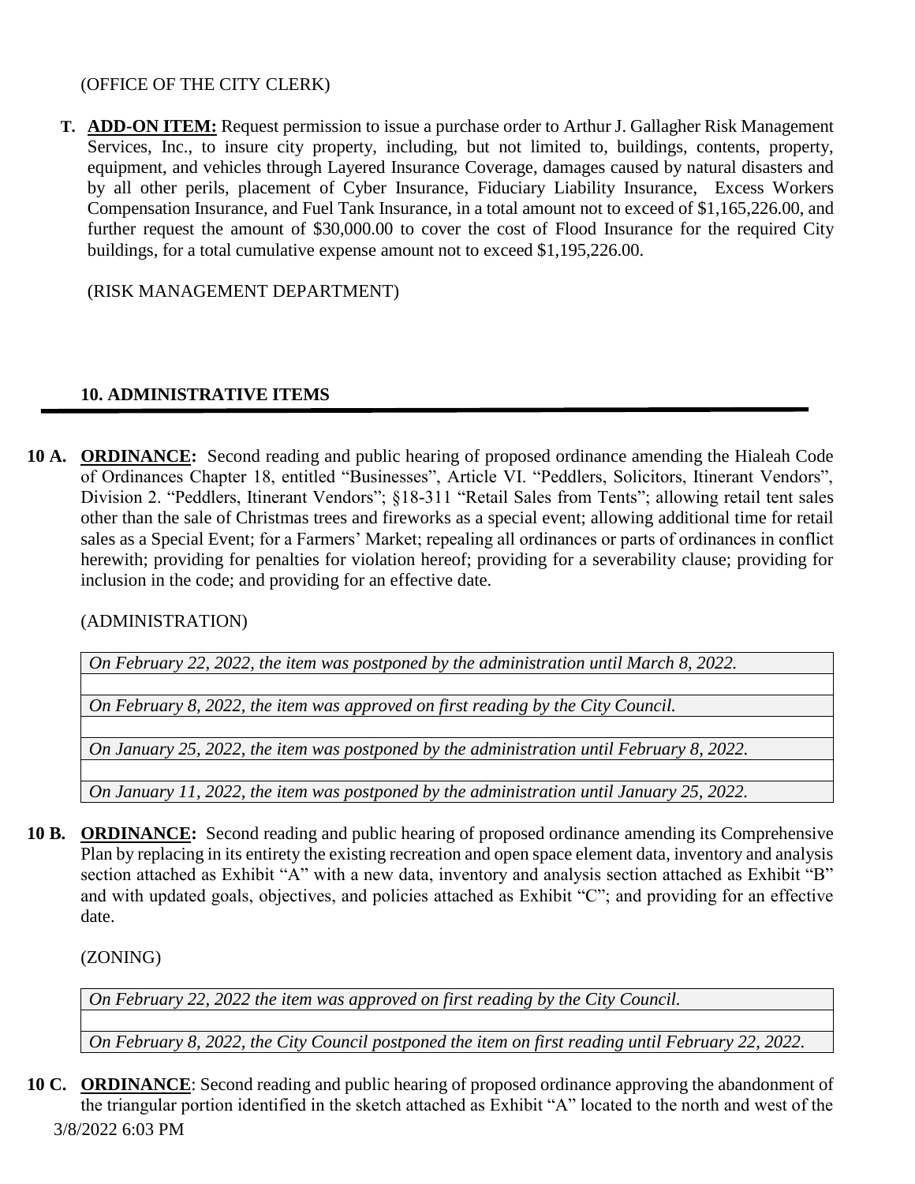(OFFICE OF THE CITY CLERK)

**T. ADD-ON ITEM:** Request permission to issue a purchase order to Arthur J. Gallagher Risk Management Services, Inc., to insure city property, including, but not limited to, buildings, contents, property, equipment, and vehicles through Layered Insurance Coverage, damages caused by natural disasters and by all other perils, placement of Cyber Insurance, Fiduciary Liability Insurance, Excess Workers Compensation Insurance, and Fuel Tank Insurance, in a total amount not to exceed of $1,165,226.00, and further request the amount of $30,000.00 to cover the cost of Flood Insurance for the required City buildings, for a total cumulative expense amount not to exceed $1,195,226.00.

(RISK MANAGEMENT DEPARTMENT)

## 10. ADMINISTRATIVE ITEMS

**10 A. ORDINANCE:** Second reading and public hearing of proposed ordinance amending the Hialeah Code of Ordinances Chapter 18, entitled "Businesses", Article VI. "Peddlers, Solicitors, Itinerant Vendors", Division 2. "Peddlers, Itinerant Vendors"; §18-311 "Retail Sales from Tents"; allowing retail tent sales other than the sale of Christmas trees and fireworks as a special event; allowing additional time for retail sales as a Special Event; for a Farmers' Market; repealing all ordinances or parts of ordinances in conflict herewith; providing for penalties for violation hereof; providing for a severability clause; providing for inclusion in the code; and providing for an effective date.

(ADMINISTRATION)

| *On February 22, 2022, the item was postponed by the administration until March 8, 2022.* |
|---|
| |
| *On February 8, 2022, the item was approved on first reading by the City Council.* |
| |
| *On January 25, 2022, the item was postponed by the administration until February 8, 2022.* |
| |
| *On January 11, 2022, the item was postponed by the administration until January 25, 2022.* |

**10 B. ORDINANCE:** Second reading and public hearing of proposed ordinance amending its Comprehensive Plan by replacing in its entirety the existing recreation and open space element data, inventory and analysis section attached as Exhibit "A" with a new data, inventory and analysis section attached as Exhibit "B" and with updated goals, objectives, and policies attached as Exhibit "C"; and providing for an effective date.

(ZONING)

| *On February 22, 2022 the item was approved on first reading by the City Council.* |
|---|
| |
| *On February 8, 2022, the City Council postponed the item on first reading until February 22, 2022.* |

**10 C. ORDINANCE**: Second reading and public hearing of proposed ordinance approving the abandonment of the triangular portion identified in the sketch attached as Exhibit "A" located to the north and west of the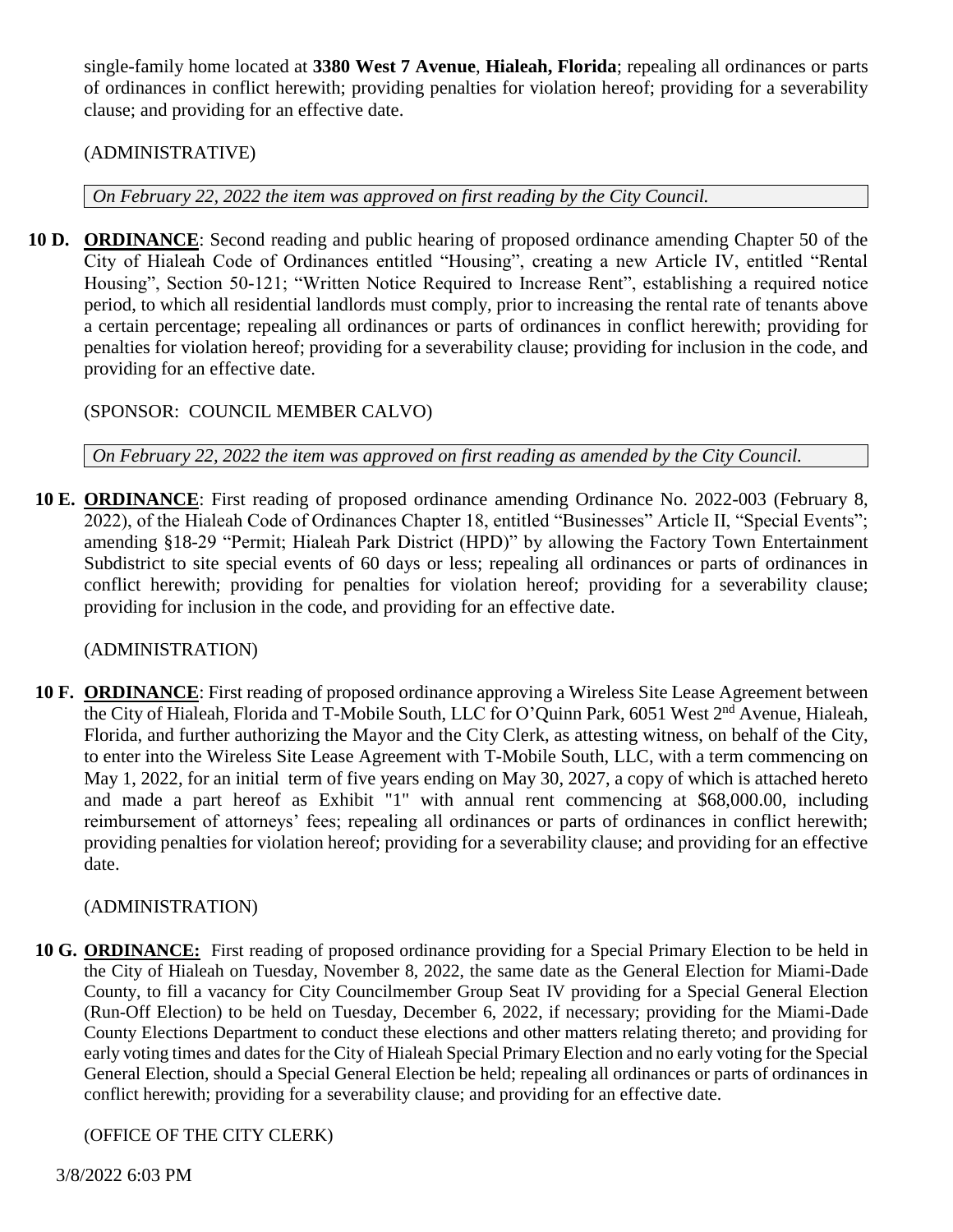single-family home located at **3380 West 7 Avenue**, **Hialeah, Florida**; repealing all ordinances or parts of ordinances in conflict herewith; providing penalties for violation hereof; providing for a severability clause; and providing for an effective date.

(ADMINISTRATIVE)

*On February 22, 2022 the item was approved on first reading by the City Council.*

**10 D.** **ORDINANCE**: Second reading and public hearing of proposed ordinance amending Chapter 50 of the City of Hialeah Code of Ordinances entitled "Housing", creating a new Article IV, entitled "Rental Housing", Section 50-121; "Written Notice Required to Increase Rent", establishing a required notice period, to which all residential landlords must comply, prior to increasing the rental rate of tenants above a certain percentage; repealing all ordinances or parts of ordinances in conflict herewith; providing for penalties for violation hereof; providing for a severability clause; providing for inclusion in the code, and providing for an effective date.

(SPONSOR: COUNCIL MEMBER CALVO)

*On February 22, 2022 the item was approved on first reading as amended by the City Council.*

**10 E.** **ORDINANCE**: First reading of proposed ordinance amending Ordinance No. 2022-003 (February 8, 2022), of the Hialeah Code of Ordinances Chapter 18, entitled "Businesses" Article II, "Special Events"; amending §18-29 "Permit; Hialeah Park District (HPD)" by allowing the Factory Town Entertainment Subdistrict to site special events of 60 days or less; repealing all ordinances or parts of ordinances in conflict herewith; providing for penalties for violation hereof; providing for a severability clause; providing for inclusion in the code, and providing for an effective date.

(ADMINISTRATION)

**10 F.** **ORDINANCE**: First reading of proposed ordinance approving a Wireless Site Lease Agreement between the City of Hialeah, Florida and T-Mobile South, LLC for O'Quinn Park, 6051 West 2nd Avenue, Hialeah, Florida, and further authorizing the Mayor and the City Clerk, as attesting witness, on behalf of the City, to enter into the Wireless Site Lease Agreement with T-Mobile South, LLC, with a term commencing on May 1, 2022, for an initial term of five years ending on May 30, 2027, a copy of which is attached hereto and made a part hereof as Exhibit "1" with annual rent commencing at $68,000.00, including reimbursement of attorneys' fees; repealing all ordinances or parts of ordinances in conflict herewith; providing penalties for violation hereof; providing for a severability clause; and providing for an effective date.

(ADMINISTRATION)

**10 G.** **ORDINANCE:** First reading of proposed ordinance providing for a Special Primary Election to be held in the City of Hialeah on Tuesday, November 8, 2022, the same date as the General Election for Miami-Dade County, to fill a vacancy for City Councilmember Group Seat IV providing for a Special General Election (Run-Off Election) to be held on Tuesday, December 6, 2022, if necessary; providing for the Miami-Dade County Elections Department to conduct these elections and other matters relating thereto; and providing for early voting times and dates for the City of Hialeah Special Primary Election and no early voting for the Special General Election, should a Special General Election be held; repealing all ordinances or parts of ordinances in conflict herewith; providing for a severability clause; and providing for an effective date.

(OFFICE OF THE CITY CLERK)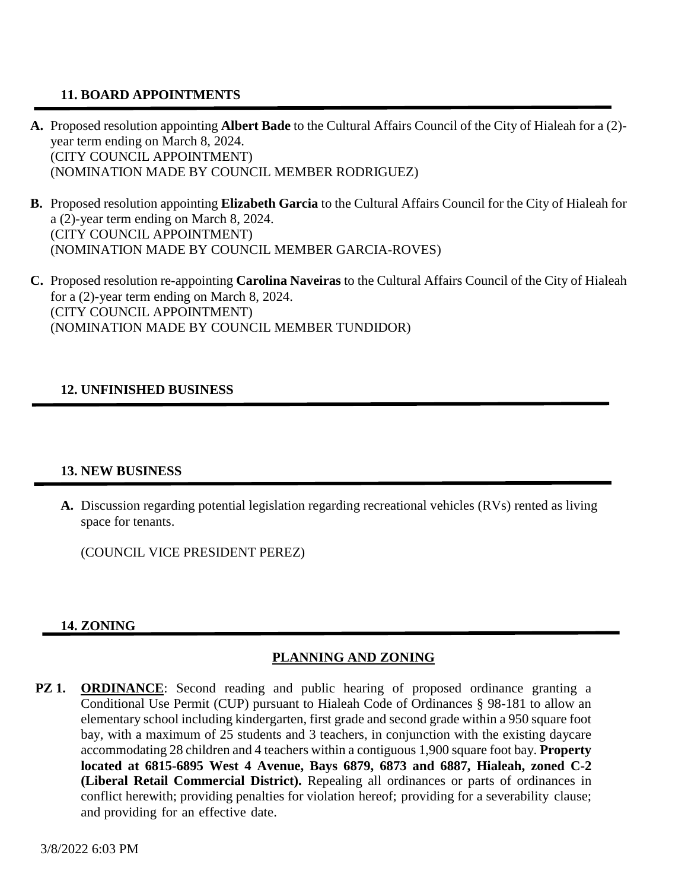## 11. BOARD APPOINTMENTS

**A.** Proposed resolution appointing **Albert Bade** to the Cultural Affairs Council of the City of Hialeah for a (2)-year term ending on March 8, 2024.
(CITY COUNCIL APPOINTMENT)
(NOMINATION MADE BY COUNCIL MEMBER RODRIGUEZ)

**B.** Proposed resolution appointing **Elizabeth Garcia** to the Cultural Affairs Council for the City of Hialeah for a (2)-year term ending on March 8, 2024.
(CITY COUNCIL APPOINTMENT)
(NOMINATION MADE BY COUNCIL MEMBER GARCIA-ROVES)

**C.** Proposed resolution re-appointing **Carolina Naveiras** to the Cultural Affairs Council of the City of Hialeah for a (2)-year term ending on March 8, 2024.
(CITY COUNCIL APPOINTMENT)
(NOMINATION MADE BY COUNCIL MEMBER TUNDIDOR)

## 12. UNFINISHED BUSINESS

## 13. NEW BUSINESS

**A.** Discussion regarding potential legislation regarding recreational vehicles (RVs) rented as living space for tenants.

(COUNCIL VICE PRESIDENT PEREZ)

## 14. ZONING

### PLANNING AND ZONING

**PZ 1.** **ORDINANCE**: Second reading and public hearing of proposed ordinance granting a Conditional Use Permit (CUP) pursuant to Hialeah Code of Ordinances § 98-181 to allow an elementary school including kindergarten, first grade and second grade within a 950 square foot bay, with a maximum of 25 students and 3 teachers, in conjunction with the existing daycare accommodating 28 children and 4 teachers within a contiguous 1,900 square foot bay. **Property located at 6815-6895 West 4 Avenue, Bays 6879, 6873 and 6887, Hialeah, zoned C-2 (Liberal Retail Commercial District).** Repealing all ordinances or parts of ordinances in conflict herewith; providing penalties for violation hereof; providing for a severability clause; and providing for an effective date.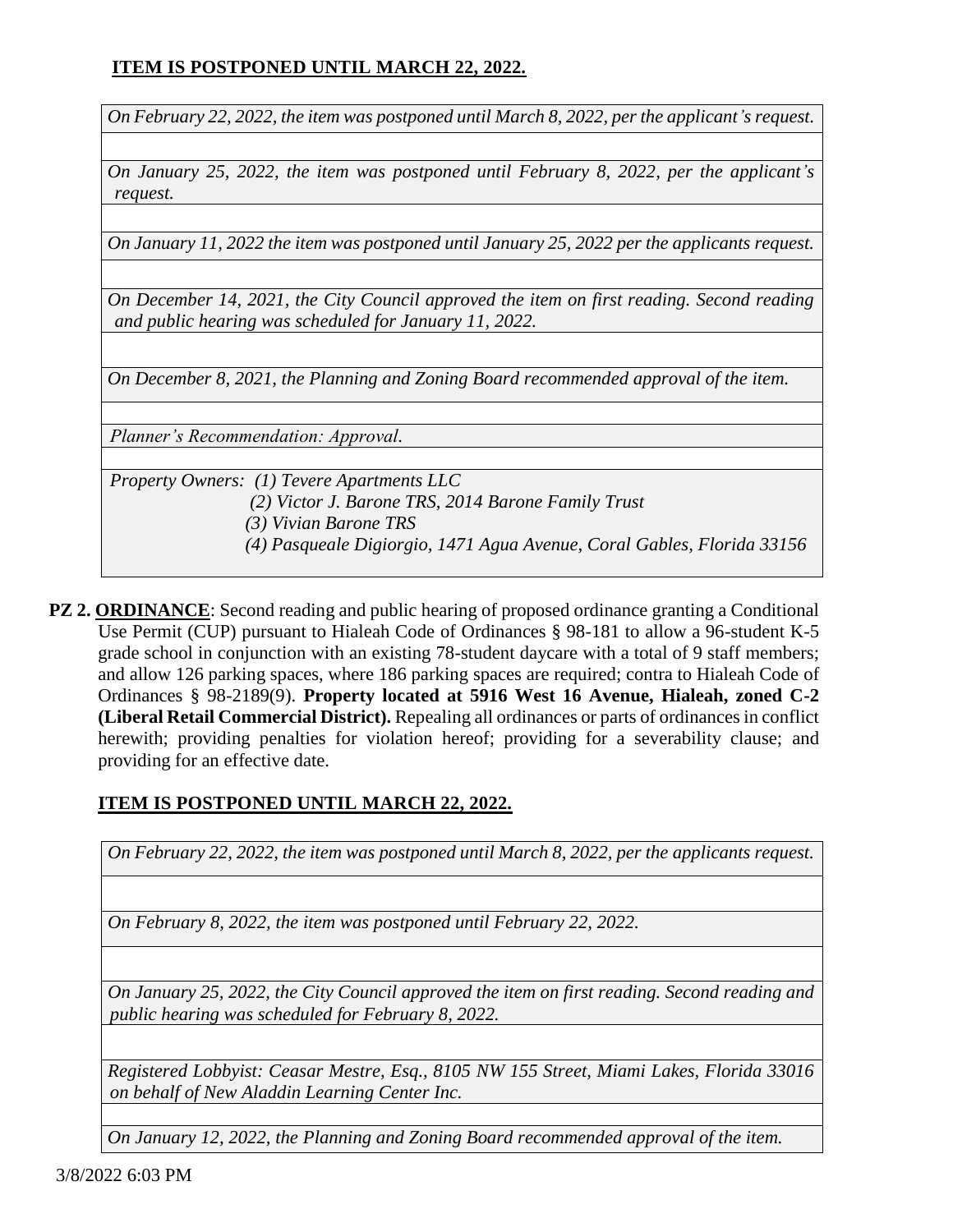**<u>ITEM IS POSTPONED UNTIL MARCH 22, 2022.</u>**

| |
|---|
| *On February 22, 2022, the item was postponed until March 8, 2022, per the applicant's request.* |
| |
| *On January 25, 2022, the item was postponed until February 8, 2022, per the applicant's request.* |
| |
| *On January 11, 2022 the item was postponed until January 25, 2022 per the applicants request.* |
| |
| *On December 14, 2021, the City Council approved the item on first reading. Second reading and public hearing was scheduled for January 11, 2022.* |
| |
| *On December 8, 2021, the Planning and Zoning Board recommended approval of the item.* |
| |
| *Planner's Recommendation: Approval.* |
| |
| *Property Owners: (1) Tevere Apartments LLC<br>(2) Victor J. Barone TRS, 2014 Barone Family Trust<br>(3) Vivian Barone TRS<br>(4) Pasqueale Digiorgio, 1471 Agua Avenue, Coral Gables, Florida 33156* |

**PZ 2. <u>ORDINANCE</u>**: Second reading and public hearing of proposed ordinance granting a Conditional Use Permit (CUP) pursuant to Hialeah Code of Ordinances § 98-181 to allow a 96-student K-5 grade school in conjunction with an existing 78-student daycare with a total of 9 staff members; and allow 126 parking spaces, where 186 parking spaces are required; contra to Hialeah Code of Ordinances § 98-2189(9). **Property located at 5916 West 16 Avenue, Hialeah, zoned C-2 (Liberal Retail Commercial District).** Repealing all ordinances or parts of ordinances in conflict herewith; providing penalties for violation hereof; providing for a severability clause; and providing for an effective date.

**<u>ITEM IS POSTPONED UNTIL MARCH 22, 2022.</u>**

| |
|---|
| *On February 22, 2022, the item was postponed until March 8, 2022, per the applicants request.* |
| |
| *On February 8, 2022, the item was postponed until February 22, 2022.* |
| |
| *On January 25, 2022, the City Council approved the item on first reading. Second reading and public hearing was scheduled for February 8, 2022.* |
| |
| *Registered Lobbyist: Ceasar Mestre, Esq., 8105 NW 155 Street, Miami Lakes, Florida 33016 on behalf of New Aladdin Learning Center Inc.* |
| |
| *On January 12, 2022, the Planning and Zoning Board recommended approval of the item.* |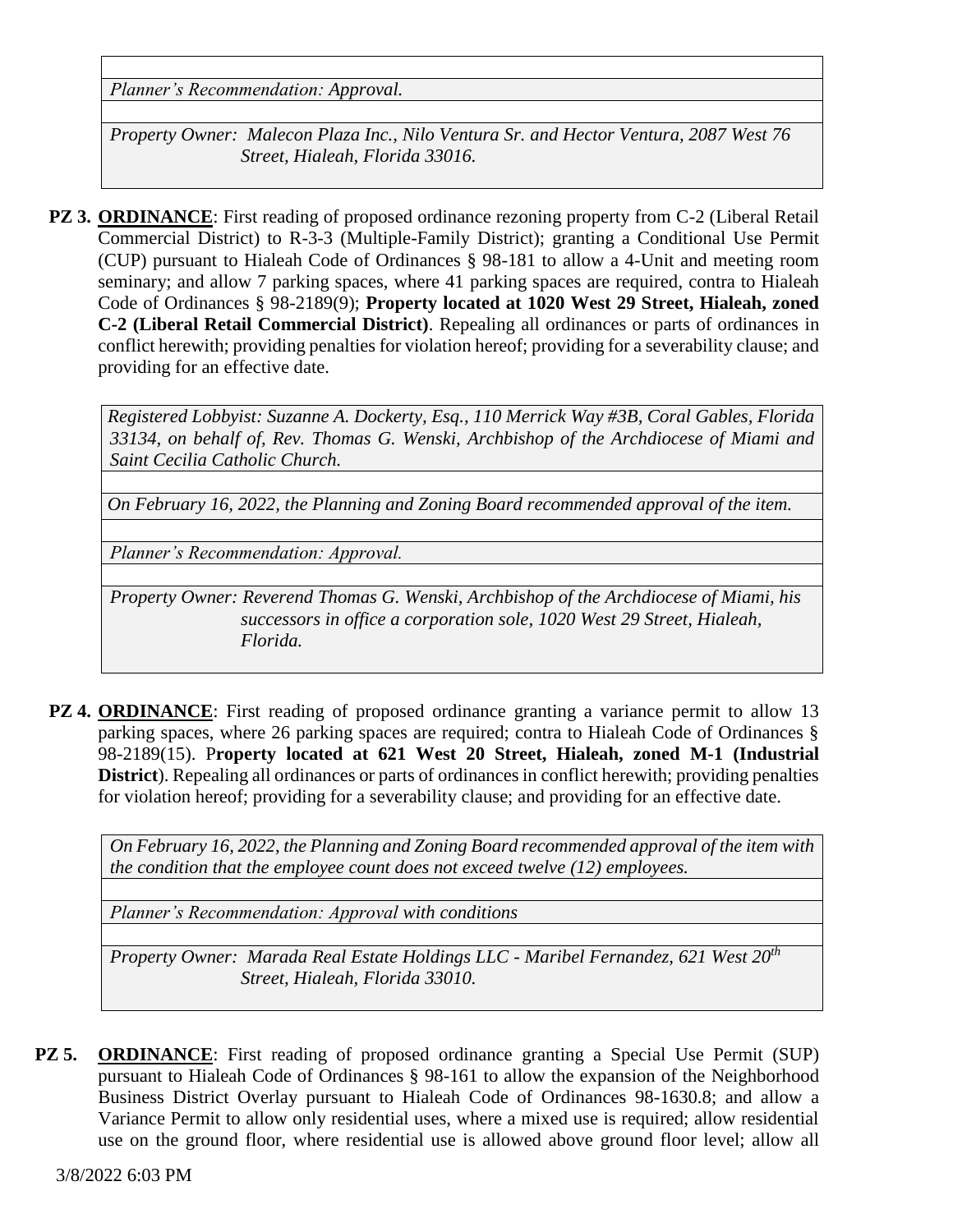*Planner's Recommendation: Approval.*

*Property Owner: Malecon Plaza Inc., Nilo Ventura Sr. and Hector Ventura, 2087 West 76 Street, Hialeah, Florida 33016.*

**PZ 3.** **ORDINANCE**: First reading of proposed ordinance rezoning property from C-2 (Liberal Retail Commercial District) to R-3-3 (Multiple-Family District); granting a Conditional Use Permit (CUP) pursuant to Hialeah Code of Ordinances § 98-181 to allow a 4-Unit and meeting room seminary; and allow 7 parking spaces, where 41 parking spaces are required, contra to Hialeah Code of Ordinances § 98-2189(9); **Property located at 1020 West 29 Street, Hialeah, zoned C-2 (Liberal Retail Commercial District)**. Repealing all ordinances or parts of ordinances in conflict herewith; providing penalties for violation hereof; providing for a severability clause; and providing for an effective date.

*Registered Lobbyist: Suzanne A. Dockerty, Esq., 110 Merrick Way #3B, Coral Gables, Florida 33134, on behalf of, Rev. Thomas G. Wenski, Archbishop of the Archdiocese of Miami and Saint Cecilia Catholic Church.*

*On February 16, 2022, the Planning and Zoning Board recommended approval of the item.*

*Planner's Recommendation: Approval.*

*Property Owner: Reverend Thomas G. Wenski, Archbishop of the Archdiocese of Miami, his successors in office a corporation sole, 1020 West 29 Street, Hialeah, Florida.*

**PZ 4.** **ORDINANCE**: First reading of proposed ordinance granting a variance permit to allow 13 parking spaces, where 26 parking spaces are required; contra to Hialeah Code of Ordinances § 98-2189(15). P**roperty located at 621 West 20 Street, Hialeah, zoned M-1 (Industrial District**). Repealing all ordinances or parts of ordinances in conflict herewith; providing penalties for violation hereof; providing for a severability clause; and providing for an effective date.

*On February 16, 2022, the Planning and Zoning Board recommended approval of the item with the condition that the employee count does not exceed twelve (12) employees.*

*Planner's Recommendation: Approval with conditions*

*Property Owner: Marada Real Estate Holdings LLC - Maribel Fernandez, 621 West 20th Street, Hialeah, Florida 33010.*

**PZ 5.** **ORDINANCE**: First reading of proposed ordinance granting a Special Use Permit (SUP) pursuant to Hialeah Code of Ordinances § 98-161 to allow the expansion of the Neighborhood Business District Overlay pursuant to Hialeah Code of Ordinances 98-1630.8; and allow a Variance Permit to allow only residential uses, where a mixed use is required; allow residential use on the ground floor, where residential use is allowed above ground floor level; allow all

3/8/2022 6:03 PM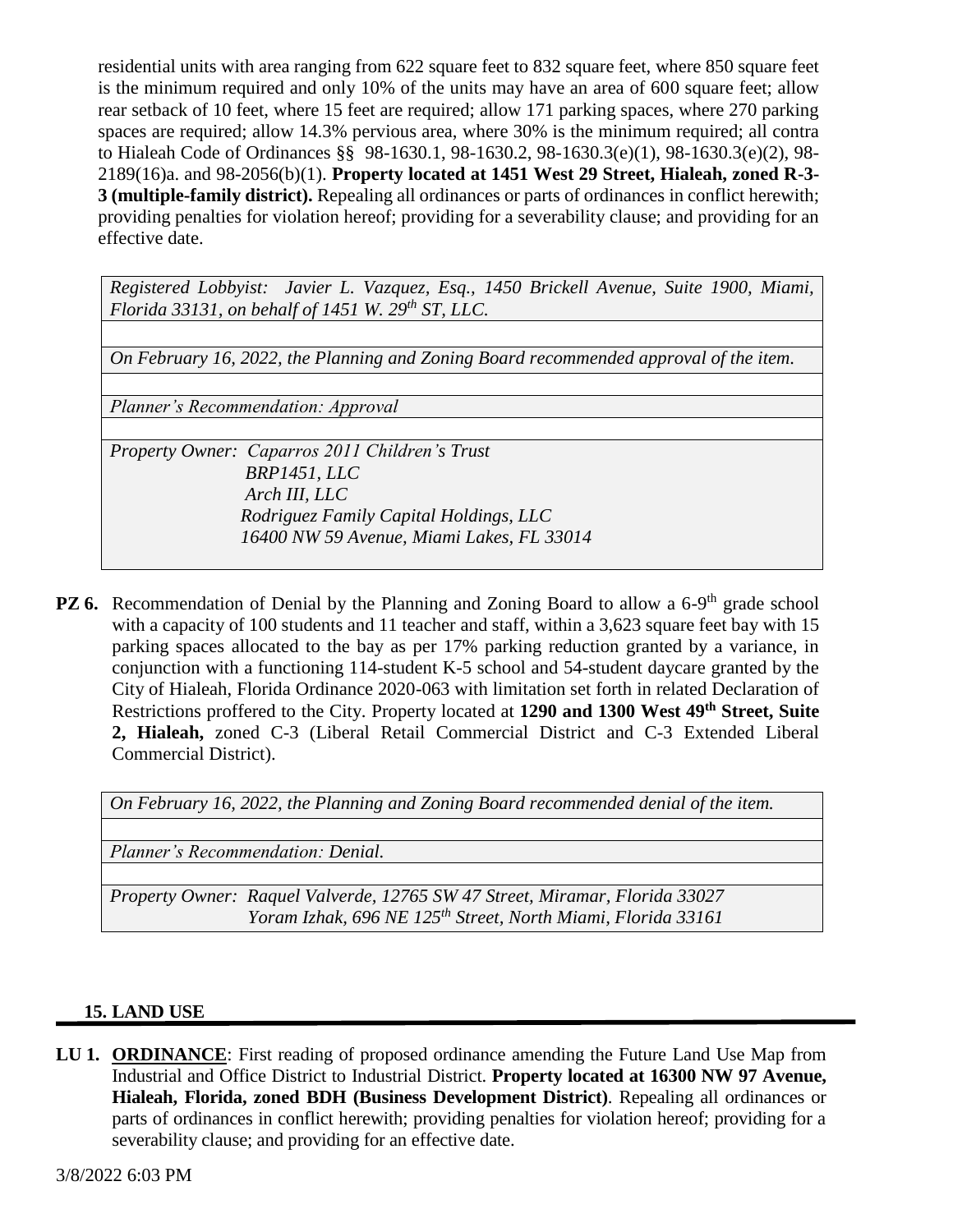residential units with area ranging from 622 square feet to 832 square feet, where 850 square feet is the minimum required and only 10% of the units may have an area of 600 square feet; allow rear setback of 10 feet, where 15 feet are required; allow 171 parking spaces, where 270 parking spaces are required; allow 14.3% pervious area, where 30% is the minimum required; all contra to Hialeah Code of Ordinances §§ 98-1630.1, 98-1630.2, 98-1630.3(e)(1), 98-1630.3(e)(2), 98-2189(16)a. and 98-2056(b)(1). **Property located at 1451 West 29 Street, Hialeah, zoned R-3-3 (multiple-family district).** Repealing all ordinances or parts of ordinances in conflict herewith; providing penalties for violation hereof; providing for a severability clause; and providing for an effective date.

*Registered Lobbyist: Javier L. Vazquez, Esq., 1450 Brickell Avenue, Suite 1900, Miami, Florida 33131, on behalf of 1451 W. 29th ST, LLC.*

*On February 16, 2022, the Planning and Zoning Board recommended approval of the item.*

*Planner's Recommendation: Approval*

*Property Owner: Caparros 2011 Children's Trust*
*BRP1451, LLC*
*Arch III, LLC*
*Rodriguez Family Capital Holdings, LLC*
*16400 NW 59 Avenue, Miami Lakes, FL 33014*

**PZ 6.** Recommendation of Denial by the Planning and Zoning Board to allow a 6-9th grade school with a capacity of 100 students and 11 teacher and staff, within a 3,623 square feet bay with 15 parking spaces allocated to the bay as per 17% parking reduction granted by a variance, in conjunction with a functioning 114-student K-5 school and 54-student daycare granted by the City of Hialeah, Florida Ordinance 2020-063 with limitation set forth in related Declaration of Restrictions proffered to the City. Property located at **1290 and 1300 West 49th Street, Suite 2, Hialeah,** zoned C-3 (Liberal Retail Commercial District and C-3 Extended Liberal Commercial District).

*On February 16, 2022, the Planning and Zoning Board recommended denial of the item.*

*Planner's Recommendation: Denial.*

*Property Owner: Raquel Valverde, 12765 SW 47 Street, Miramar, Florida 33027*
*Yoram Izhak, 696 NE 125th Street, North Miami, Florida 33161*

## 15. LAND USE

**LU 1.** **ORDINANCE**: First reading of proposed ordinance amending the Future Land Use Map from Industrial and Office District to Industrial District. **Property located at 16300 NW 97 Avenue, Hialeah, Florida, zoned BDH (Business Development District)**. Repealing all ordinances or parts of ordinances in conflict herewith; providing penalties for violation hereof; providing for a severability clause; and providing for an effective date.

3/8/2022 6:03 PM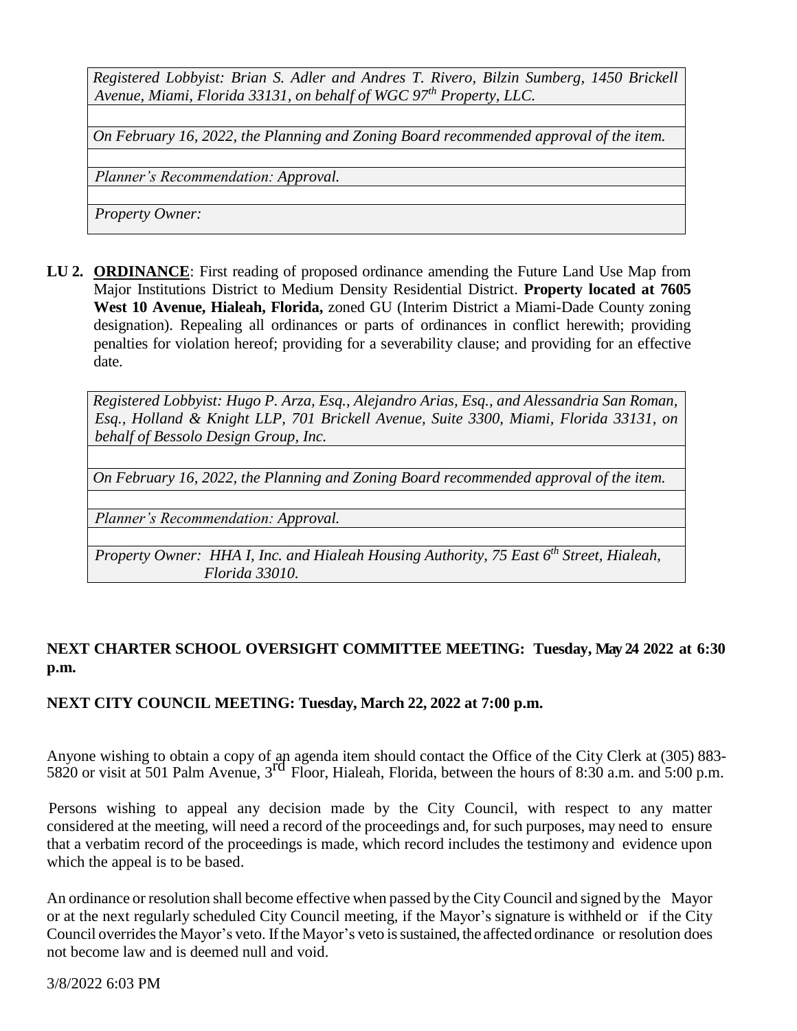*Registered Lobbyist: Brian S. Adler and Andres T. Rivero, Bilzin Sumberg, 1450 Brickell Avenue, Miami, Florida 33131, on behalf of WGC 97th Property, LLC.*

*On February 16, 2022, the Planning and Zoning Board recommended approval of the item.*

*Planner's Recommendation: Approval.*

*Property Owner:*

**LU 2.** **ORDINANCE**: First reading of proposed ordinance amending the Future Land Use Map from Major Institutions District to Medium Density Residential District. **Property located at 7605 West 10 Avenue, Hialeah, Florida,** zoned GU (Interim District a Miami-Dade County zoning designation). Repealing all ordinances or parts of ordinances in conflict herewith; providing penalties for violation hereof; providing for a severability clause; and providing for an effective date.

*Registered Lobbyist: Hugo P. Arza, Esq., Alejandro Arias, Esq., and Alessandria San Roman, Esq., Holland & Knight LLP, 701 Brickell Avenue, Suite 3300, Miami, Florida 33131, on behalf of Bessolo Design Group, Inc.*

*On February 16, 2022, the Planning and Zoning Board recommended approval of the item.*

*Planner's Recommendation: Approval.*

*Property Owner: HHA I, Inc. and Hialeah Housing Authority, 75 East 6th Street, Hialeah, Florida 33010.*

**NEXT CHARTER SCHOOL OVERSIGHT COMMITTEE MEETING: Tuesday, May 24 2022 at 6:30 p.m.**

**NEXT CITY COUNCIL MEETING: Tuesday, March 22, 2022 at 7:00 p.m.**

Anyone wishing to obtain a copy of an agenda item should contact the Office of the City Clerk at (305) 883-5820 or visit at 501 Palm Avenue, 3rd Floor, Hialeah, Florida, between the hours of 8:30 a.m. and 5:00 p.m.

Persons wishing to appeal any decision made by the City Council, with respect to any matter considered at the meeting, will need a record of the proceedings and, for such purposes, may need to ensure that a verbatim record of the proceedings is made, which record includes the testimony and evidence upon which the appeal is to be based.

An ordinance or resolution shall become effective when passed by the City Council and signed by the Mayor or at the next regularly scheduled City Council meeting, if the Mayor's signature is withheld or if the City Council overrides the Mayor's veto. If the Mayor's veto is sustained, the affected ordinance or resolution does not become law and is deemed null and void.

3/8/2022 6:03 PM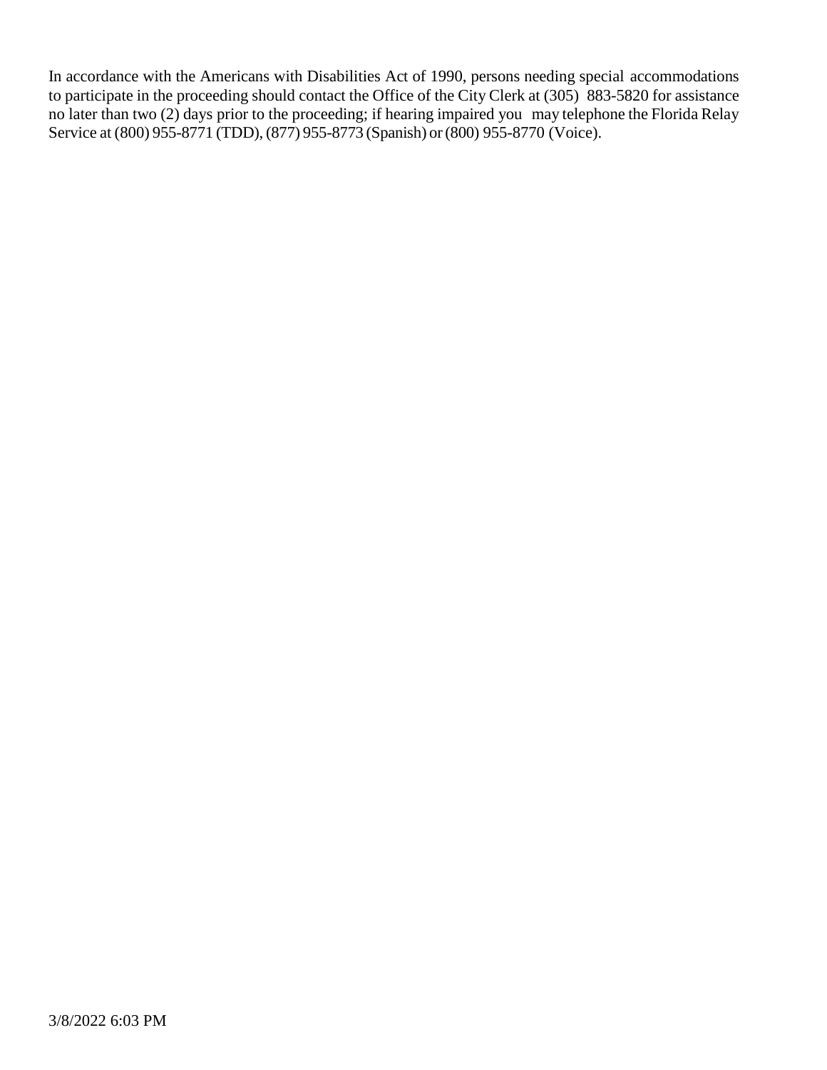In accordance with the Americans with Disabilities Act of 1990, persons needing special accommodations to participate in the proceeding should contact the Office of the City Clerk at (305) 883-5820 for assistance no later than two (2) days prior to the proceeding; if hearing impaired you may telephone the Florida Relay Service at (800) 955-8771 (TDD), (877) 955-8773 (Spanish) or (800) 955-8770 (Voice).

3/8/2022 6:03 PM